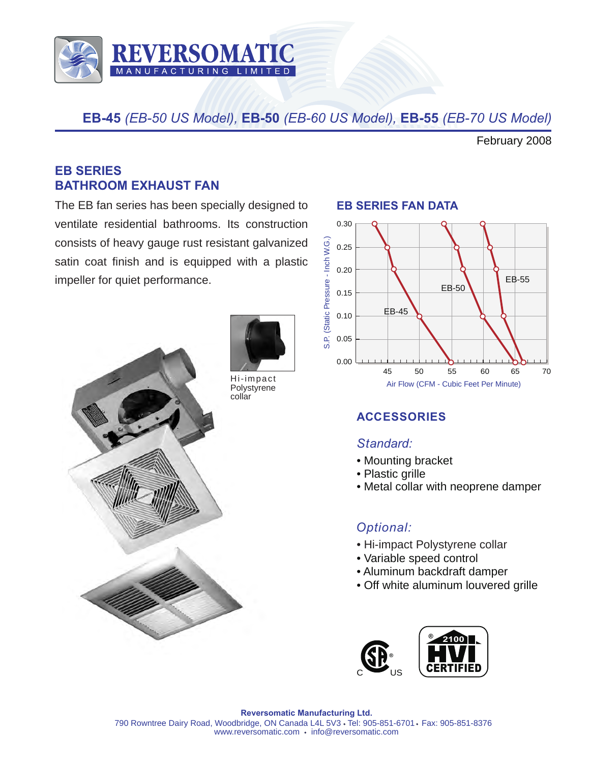# EB-45 *(EB-50 US Model)*, EB-50 *(EB-60 US Model)*, EB-55 *(EB-70 US Model)*

February 2008

## EB SERIES BATHROOM EXHAUST FAN

The EB fan series has been specially designed to ventilate residential bathrooms. Its construction consists of heavy gauge rust resistant galvanized satin coat finish and is equipped with a plastic impeller for quiet performance.

Hi-impact Polystyrene collar

## EB SERIES FAN DATA

## ACCESSORIES

### *Standard:*

- Mounting bracket
- Plastic grille
- Metal collar with neoprene damper

### *Optional:*

- Hi-impact Polystyrene collar
- Variable speed control
- Aluminum backdraft damper
- Off white aluminum louvered grille

**Reversomatic Manufacturing Ltd.**
790 Rowntree Dairy Road, Woodbridge, ON Canada L4L 5V3 • Tel: 905-851-6701 • Fax: 905-851-8376
www.reversomatic.com • info@reversomatic.com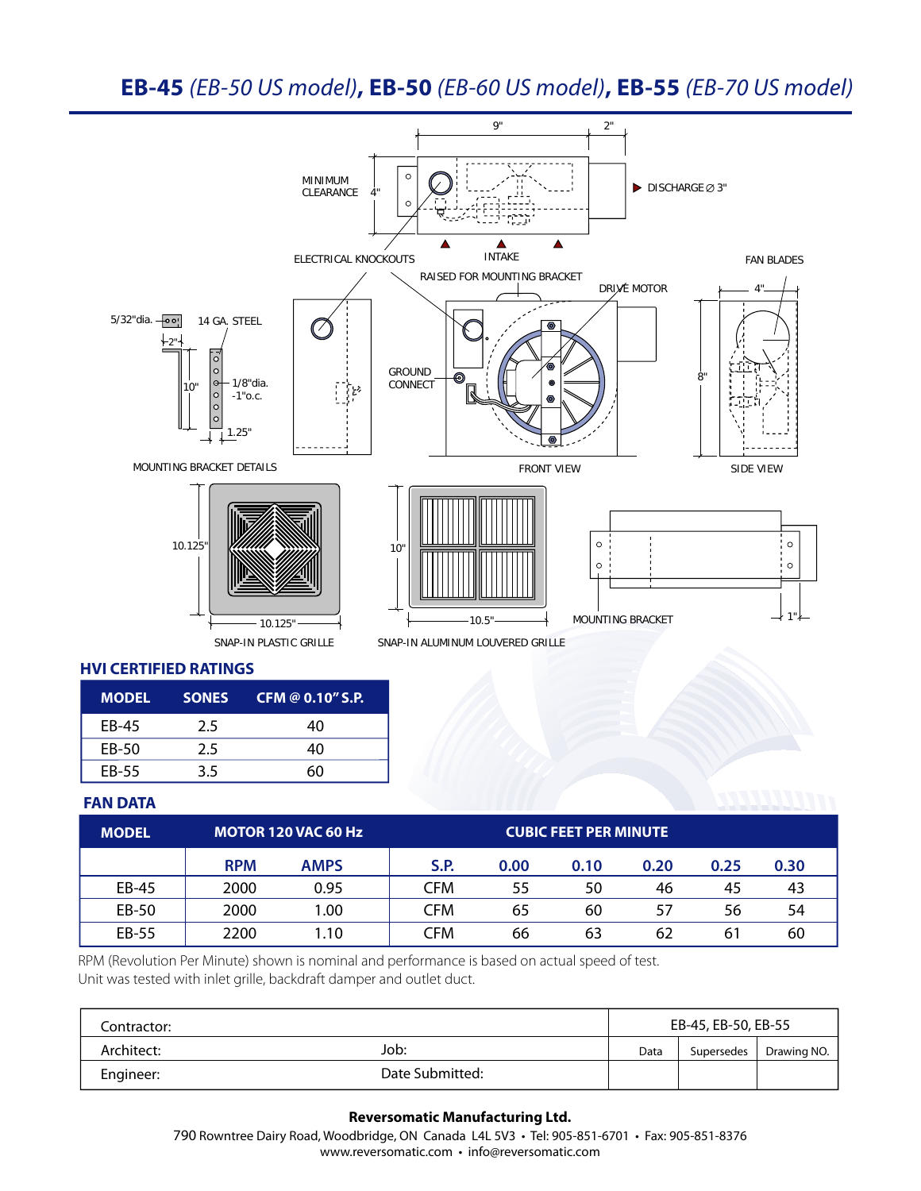# **EB-45** *(EB-50 US model)*, **EB-50** *(EB-60 US model)*, **EB-55** *(EB-70 US model)*

9"
2"
MINIMUM CLEARANCE 4"
DISCHARGE ∅ 3"
ELECTRICAL KNOCKOUTS
INTAKE
FAN BLADES
RAISED FOR MOUNTING BRACKET
DRIVE MOTOR
4"
5/32"dia.
14 GA. STEEL
2"
10"
1/8"dia. -1"o.c.
1.25"
GROUND CONNECT
8"
MOUNTING BRACKET DETAILS
FRONT VIEW
SIDE VIEW
10.125"
10.125"
10"
10.5"
MOUNTING BRACKET
1"
SNAP-IN PLASTIC GRILLE
SNAP-IN ALUMINUM LOUVERED GRILLE

## HVI CERTIFIED RATINGS

| MODEL | SONES | CFM @ 0.10" S.P. |
|---|---|---|
| EB-45 | 2.5 | 40 |
| EB-50 | 2.5 | 40 |
| EB-55 | 3.5 | 60 |

## FAN DATA

| MODEL | MOTOR 120 VAC 60 Hz | | CUBIC FEET PER MINUTE | | | | | |
|---|---|---|---|---|---|---|---|---|
| | RPM | AMPS | S.P. | 0.00 | 0.10 | 0.20 | 0.25 | 0.30 |
| EB-45 | 2000 | 0.95 | CFM | 55 | 50 | 46 | 45 | 43 |
| EB-50 | 2000 | 1.00 | CFM | 65 | 60 | 57 | 56 | 54 |
| EB-55 | 2200 | 1.10 | CFM | 66 | 63 | 62 | 61 | 60 |

RPM (Revolution Per Minute) shown is nominal and performance is based on actual speed of test.
Unit was tested with inlet grille, backdraft damper and outlet duct.

| | | EB-45, EB-50, EB-55 | | |
|---|---|---|---|---|
| Contractor: | | | | |
| Architect: | Job: | Data | Supersedes | Drawing NO. |
| Engineer: | Date Submitted: | | | |

**Reversomatic Manufacturing Ltd.**
790 Rowntree Dairy Road, Woodbridge, ON Canada L4L 5V3 • Tel: 905-851-6701 • Fax: 905-851-8376
www.reversomatic.com • info@reversomatic.com